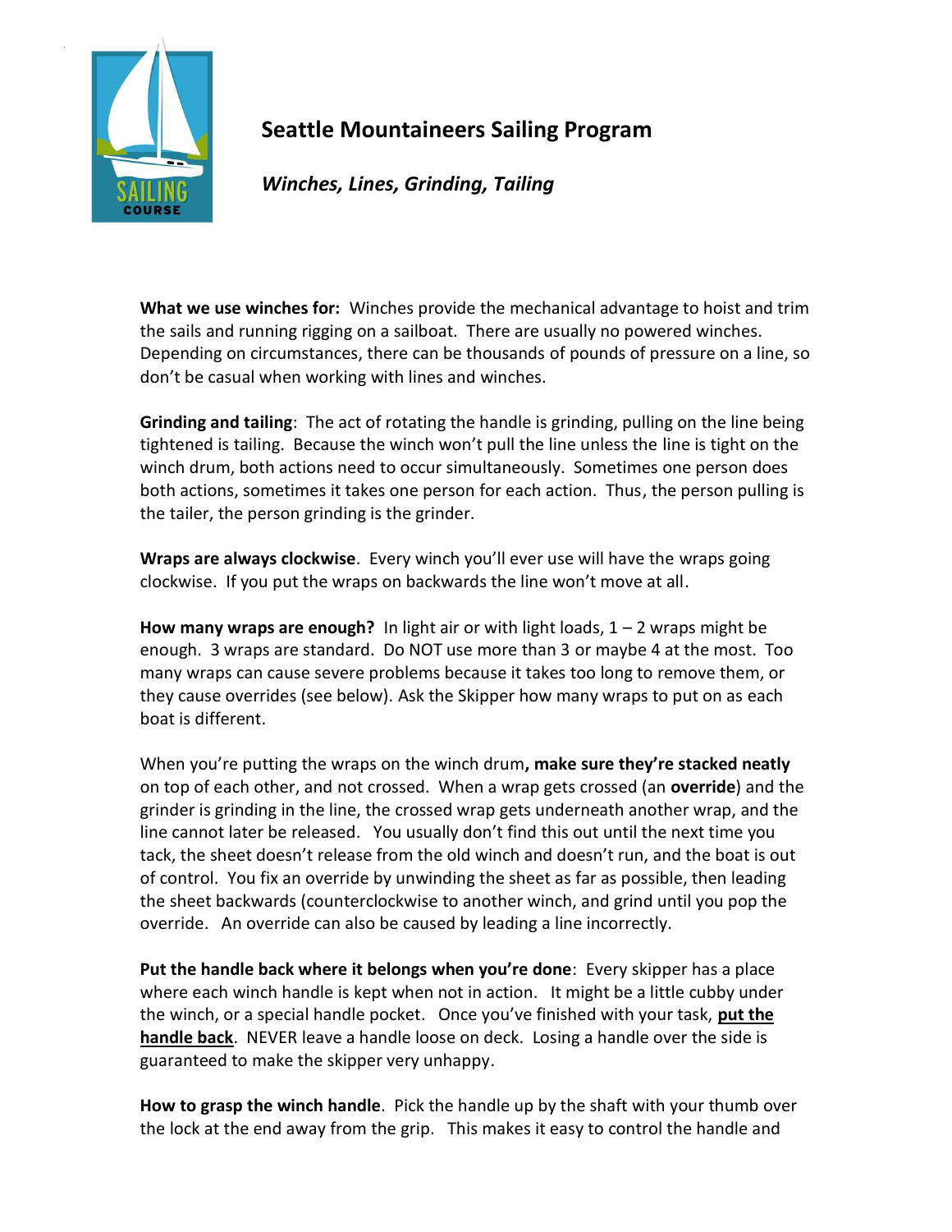# Seattle Mountaineers Sailing Program

## *Winches, Lines, Grinding, Tailing*

**What we use winches for:** Winches provide the mechanical advantage to hoist and trim the sails and running rigging on a sailboat. There are usually no powered winches. Depending on circumstances, there can be thousands of pounds of pressure on a line, so don't be casual when working with lines and winches.

**Grinding and tailing**: The act of rotating the handle is grinding, pulling on the line being tightened is tailing. Because the winch won't pull the line unless the line is tight on the winch drum, both actions need to occur simultaneously. Sometimes one person does both actions, sometimes it takes one person for each action. Thus, the person pulling is the tailer, the person grinding is the grinder.

**Wraps are always clockwise**. Every winch you'll ever use will have the wraps going clockwise. If you put the wraps on backwards the line won't move at all.

**How many wraps are enough?** In light air or with light loads, 1 – 2 wraps might be enough. 3 wraps are standard. Do NOT use more than 3 or maybe 4 at the most. Too many wraps can cause severe problems because it takes too long to remove them, or they cause overrides (see below). Ask the Skipper how many wraps to put on as each boat is different.

When you're putting the wraps on the winch drum**, make sure they're stacked neatly** on top of each other, and not crossed. When a wrap gets crossed (an **override**) and the grinder is grinding in the line, the crossed wrap gets underneath another wrap, and the line cannot later be released. You usually don't find this out until the next time you tack, the sheet doesn't release from the old winch and doesn't run, and the boat is out of control. You fix an override by unwinding the sheet as far as possible, then leading the sheet backwards (counterclockwise to another winch, and grind until you pop the override. An override can also be caused by leading a line incorrectly.

**Put the handle back where it belongs when you're done**: Every skipper has a place where each winch handle is kept when not in action. It might be a little cubby under the winch, or a special handle pocket. Once you've finished with your task, **<u>put the handle back</u>**. NEVER leave a handle loose on deck. Losing a handle over the side is guaranteed to make the skipper very unhappy.

**How to grasp the winch handle**. Pick the handle up by the shaft with your thumb over the lock at the end away from the grip. This makes it easy to control the handle and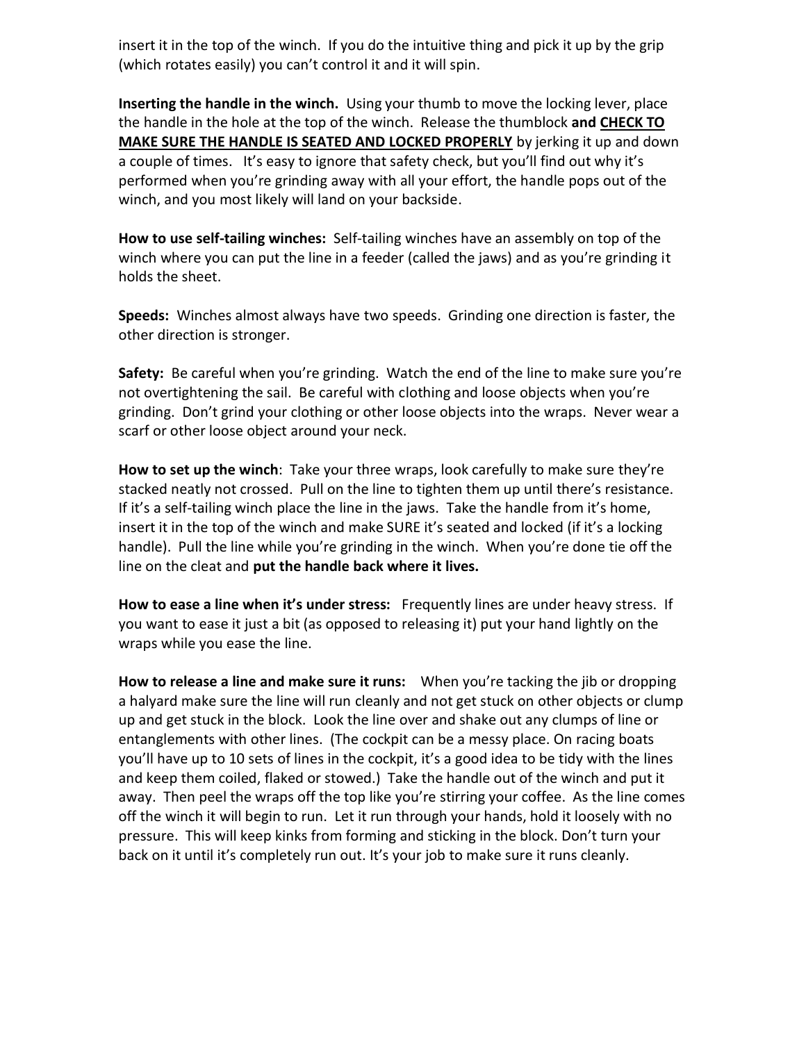insert it in the top of the winch. If you do the intuitive thing and pick it up by the grip (which rotates easily) you can't control it and it will spin.

**Inserting the handle in the winch.** Using your thumb to move the locking lever, place the handle in the hole at the top of the winch. Release the thumblock **and <u>CHECK TO MAKE SURE THE HANDLE IS SEATED AND LOCKED PROPERLY</u>** by jerking it up and down a couple of times. It's easy to ignore that safety check, but you'll find out why it's performed when you're grinding away with all your effort, the handle pops out of the winch, and you most likely will land on your backside.

**How to use self-tailing winches:** Self-tailing winches have an assembly on top of the winch where you can put the line in a feeder (called the jaws) and as you're grinding it holds the sheet.

**Speeds:** Winches almost always have two speeds. Grinding one direction is faster, the other direction is stronger.

**Safety:** Be careful when you're grinding. Watch the end of the line to make sure you're not overtightening the sail. Be careful with clothing and loose objects when you're grinding. Don't grind your clothing or other loose objects into the wraps. Never wear a scarf or other loose object around your neck.

**How to set up the winch**: Take your three wraps, look carefully to make sure they're stacked neatly not crossed. Pull on the line to tighten them up until there's resistance. If it's a self-tailing winch place the line in the jaws. Take the handle from it's home, insert it in the top of the winch and make SURE it's seated and locked (if it's a locking handle). Pull the line while you're grinding in the winch. When you're done tie off the line on the cleat and **put the handle back where it lives.**

**How to ease a line when it's under stress:** Frequently lines are under heavy stress. If you want to ease it just a bit (as opposed to releasing it) put your hand lightly on the wraps while you ease the line.

**How to release a line and make sure it runs:** When you're tacking the jib or dropping a halyard make sure the line will run cleanly and not get stuck on other objects or clump up and get stuck in the block. Look the line over and shake out any clumps of line or entanglements with other lines. (The cockpit can be a messy place. On racing boats you'll have up to 10 sets of lines in the cockpit, it's a good idea to be tidy with the lines and keep them coiled, flaked or stowed.) Take the handle out of the winch and put it away. Then peel the wraps off the top like you're stirring your coffee. As the line comes off the winch it will begin to run. Let it run through your hands, hold it loosely with no pressure. This will keep kinks from forming and sticking in the block. Don't turn your back on it until it's completely run out. It's your job to make sure it runs cleanly.